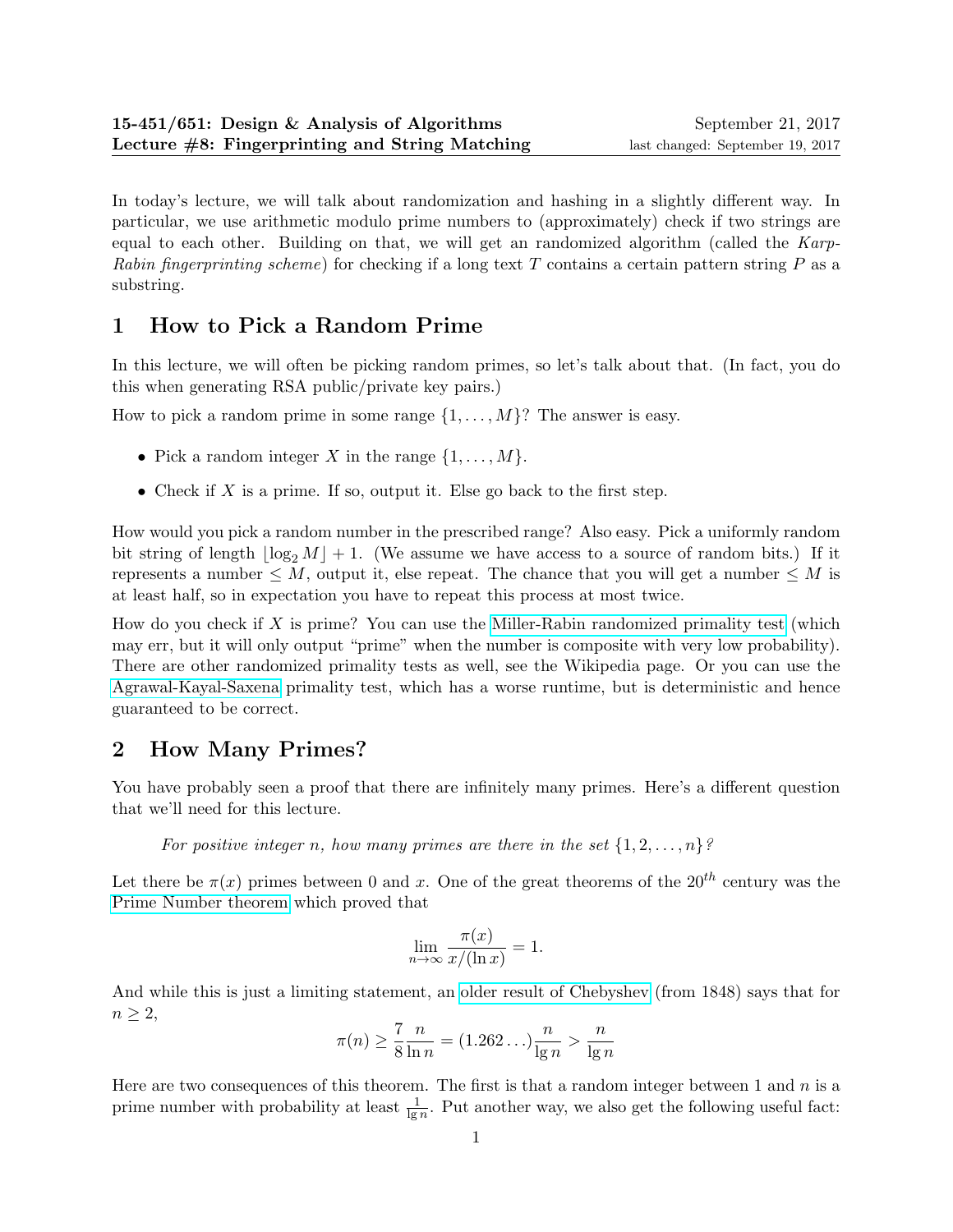**15-451/651: Design & Analysis of Algorithms** September 21, 2017
**Lecture #8: Fingerprinting and String Matching** last changed: September 19, 2017

In today's lecture, we will talk about randomization and hashing in a slightly different way. In particular, we use arithmetic modulo prime numbers to (approximately) check if two strings are equal to each other. Building on that, we will get an randomized algorithm (called the *Karp-Rabin fingerprinting scheme*) for checking if a long text $T$ contains a certain pattern string $P$ as a substring.

## 1 How to Pick a Random Prime

In this lecture, we will often be picking random primes, so let's talk about that. (In fact, you do this when generating RSA public/private key pairs.)

How to pick a random prime in some range $\{1, \ldots, M\}$? The answer is easy.

- Pick a random integer $X$ in the range $\{1, \ldots, M\}$.
- Check if $X$ is a prime. If so, output it. Else go back to the first step.

How would you pick a random number in the prescribed range? Also easy. Pick a uniformly random bit string of length $\lfloor \log_2 M \rfloor + 1$. (We assume we have access to a source of random bits.) If it represents a number $\leq M$, output it, else repeat. The chance that you will get a number $\leq M$ is at least half, so in expectation you have to repeat this process at most twice.

How do you check if $X$ is prime? You can use the Miller-Rabin randomized primality test (which may err, but it will only output "prime" when the number is composite with very low probability). There are other randomized primality tests as well, see the Wikipedia page. Or you can use the Agrawal-Kayal-Saxena primality test, which has a worse runtime, but is deterministic and hence guaranteed to be correct.

## 2 How Many Primes?

You have probably seen a proof that there are infinitely many primes. Here's a different question that we'll need for this lecture.

> *For positive integer $n$, how many primes are there in the set $\{1, 2, \ldots, n\}$?*

Let there be $\pi(x)$ primes between 0 and $x$. One of the great theorems of the $20^{th}$ century was the Prime Number theorem which proved that

$$\lim_{n \to \infty} \frac{\pi(x)}{x/(\ln x)} = 1.$$

And while this is just a limiting statement, an older result of Chebyshev (from 1848) says that for $n \geq 2$,

$$\pi(n) \geq \frac{7}{8} \frac{n}{\ln n} = (1.262\ldots) \frac{n}{\lg n} > \frac{n}{\lg n}$$

Here are two consequences of this theorem. The first is that a random integer between 1 and $n$ is a prime number with probability at least $\frac{1}{\lg n}$. Put another way, we also get the following useful fact: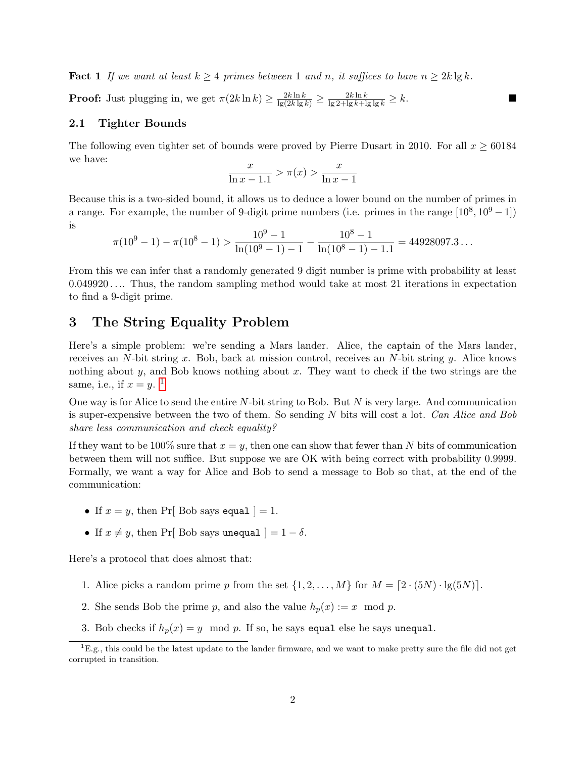**Fact 1** *If we want at least $k \geq 4$ primes between 1 and $n$, it suffices to have $n \geq 2k \lg k$.*

**Proof:** Just plugging in, we get $\pi(2k \ln k) \geq \frac{2k \ln k}{\lg(2k \lg k)} \geq \frac{2k \ln k}{\lg 2 + \lg k + \lg \lg k} \geq k$. ■

### 2.1 Tighter Bounds

The following even tighter set of bounds were proved by Pierre Dusart in 2010. For all $x \geq 60184$ we have:

$$\frac{x}{\ln x - 1.1} > \pi(x) > \frac{x}{\ln x - 1}$$

Because this is a two-sided bound, it allows us to deduce a lower bound on the number of primes in a range. For example, the number of 9-digit prime numbers (i.e. primes in the range $[10^8, 10^9 - 1]$) is

$$\pi(10^9 - 1) - \pi(10^8 - 1) > \frac{10^9 - 1}{\ln(10^9 - 1) - 1} - \frac{10^8 - 1}{\ln(10^8 - 1) - 1.1} = 44928097.3\ldots$$

From this we can infer that a randomly generated 9 digit number is prime with probability at least $0.049920\ldots$. Thus, the random sampling method would take at most 21 iterations in expectation to find a 9-digit prime.

## 3 The String Equality Problem

Here's a simple problem: we're sending a Mars lander. Alice, the captain of the Mars lander, receives an $N$-bit string $x$. Bob, back at mission control, receives an $N$-bit string $y$. Alice knows nothing about $y$, and Bob knows nothing about $x$. They want to check if the two strings are the same, i.e., if $x = y$. [1]

One way is for Alice to send the entire $N$-bit string to Bob. But $N$ is very large. And communication is super-expensive between the two of them. So sending $N$ bits will cost a lot. *Can Alice and Bob share less communication and check equality?*

If they want to be 100% sure that $x = y$, then one can show that fewer than $N$ bits of communication between them will not suffice. But suppose we are OK with being correct with probability 0.9999. Formally, we want a way for Alice and Bob to send a message to Bob so that, at the end of the communication:

- If $x = y$, then Pr[ Bob says `equal` ] $= 1$.
- If $x \neq y$, then Pr[ Bob says `unequal` ] $= 1 - \delta$.

Here's a protocol that does almost that:

1. Alice picks a random prime $p$ from the set $\{1, 2, \ldots, M\}$ for $M = \lceil 2 \cdot (5N) \cdot \lg(5N) \rceil$.
2. She sends Bob the prime $p$, and also the value $h_p(x) := x \mod p$.
3. Bob checks if $h_p(x) = y \mod p$. If so, he says `equal` else he says `unequal`.

[1] E.g., this could be the latest update to the lander firmware, and we want to make pretty sure the file did not get corrupted in transition.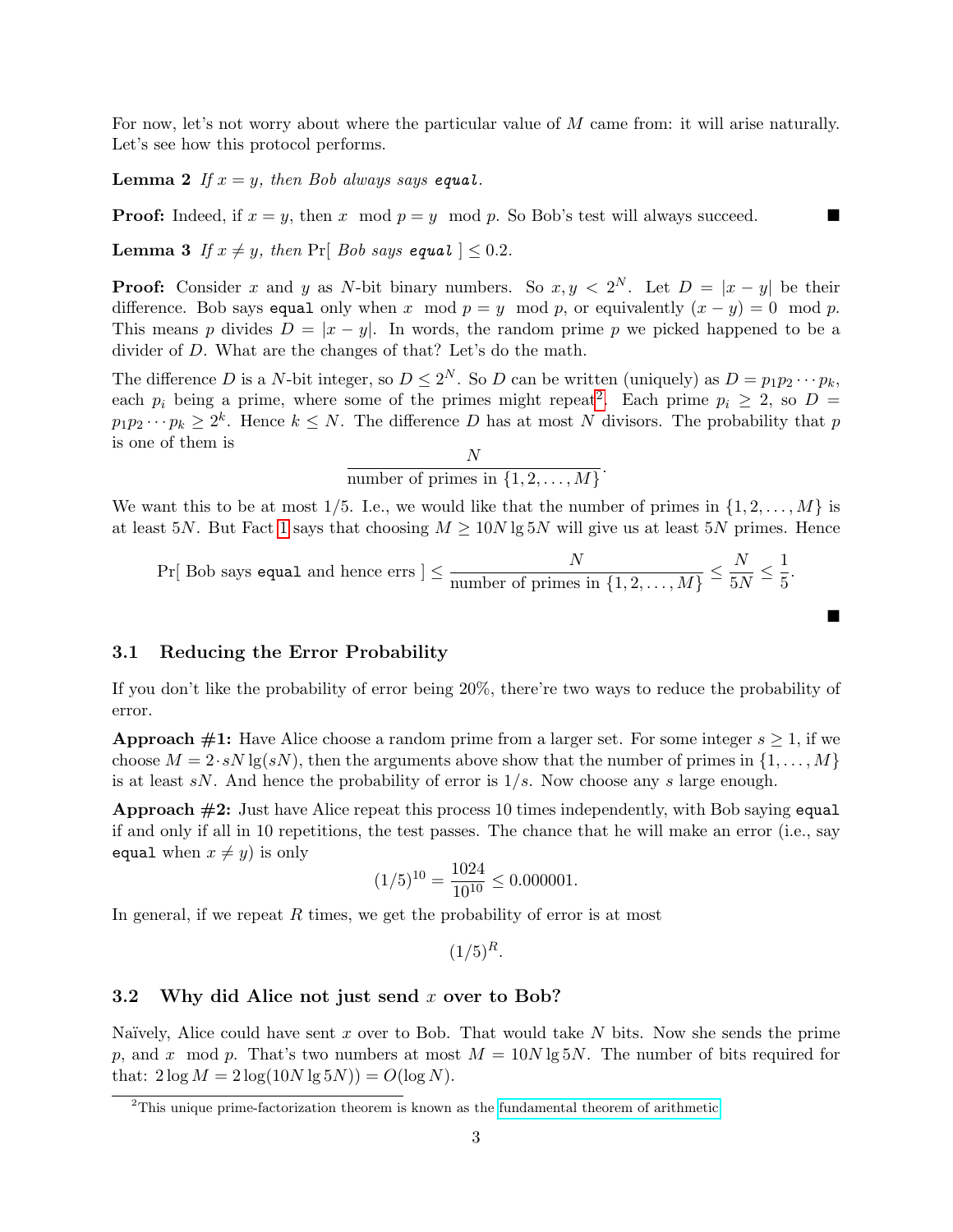For now, let's not worry about where the particular value of $M$ came from: it will arise naturally. Let's see how this protocol performs.

**Lemma 2** *If $x = y$, then Bob always says* `equal`*.*

**Proof:** Indeed, if $x = y$, then $x \mod p = y \mod p$. So Bob's test will always succeed. ■

**Lemma 3** *If $x \neq y$, then* $\Pr[$ *Bob says* `equal` $] \leq 0.2$.

**Proof:** Consider $x$ and $y$ as $N$-bit binary numbers. So $x, y < 2^N$. Let $D = |x - y|$ be their difference. Bob says `equal` only when $x \mod p = y \mod p$, or equivalently $(x - y) = 0 \mod p$. This means $p$ divides $D = |x - y|$. In words, the random prime $p$ we picked happened to be a divider of $D$. What are the changes of that? Let's do the math.

The difference $D$ is a $N$-bit integer, so $D \leq 2^N$. So $D$ can be written (uniquely) as $D = p_1 p_2 \cdots p_k$, each $p_i$ being a prime, where some of the primes might repeat[2]. Each prime $p_i \geq 2$, so $D = p_1 p_2 \cdots p_k \geq 2^k$. Hence $k \leq N$. The difference $D$ has at most $N$ divisors. The probability that $p$ is one of them is

$$\frac{N}{\text{number of primes in } \{1, 2, \ldots, M\}}.$$

We want this to be at most $1/5$. I.e., we would like that the number of primes in $\{1, 2, \ldots, M\}$ is at least $5N$. But Fact 1 says that choosing $M \geq 10N \lg 5N$ will give us at least $5N$ primes. Hence

$$\Pr[\text{ Bob says } \texttt{equal} \text{ and hence errs }] \leq \frac{N}{\text{number of primes in } \{1, 2, \ldots, M\}} \leq \frac{N}{5N} \leq \frac{1}{5}.$$

■

## 3.1 Reducing the Error Probability

If you don't like the probability of error being 20%, there're two ways to reduce the probability of error.

**Approach #1:** Have Alice choose a random prime from a larger set. For some integer $s \geq 1$, if we choose $M = 2 \cdot sN \lg(sN)$, then the arguments above show that the number of primes in $\{1, \ldots, M\}$ is at least $sN$. And hence the probability of error is $1/s$. Now choose any $s$ large enough.

**Approach #2:** Just have Alice repeat this process 10 times independently, with Bob saying `equal` if and only if all in 10 repetitions, the test passes. The chance that he will make an error (i.e., say `equal` when $x \neq y$) is only

$$(1/5)^{10} = \frac{1024}{10^{10}} \leq 0.000001.$$

In general, if we repeat $R$ times, we get the probability of error is at most

$$(1/5)^R.$$

## 3.2 Why did Alice not just send $x$ over to Bob?

Naïvely, Alice could have sent $x$ over to Bob. That would take $N$ bits. Now she sends the prime $p$, and $x \mod p$. That's two numbers at most $M = 10N \lg 5N$. The number of bits required for that: $2 \log M = 2 \log(10N \lg 5N)) = O(\log N)$.

[2] This unique prime-factorization theorem is known as the fundamental theorem of arithmetic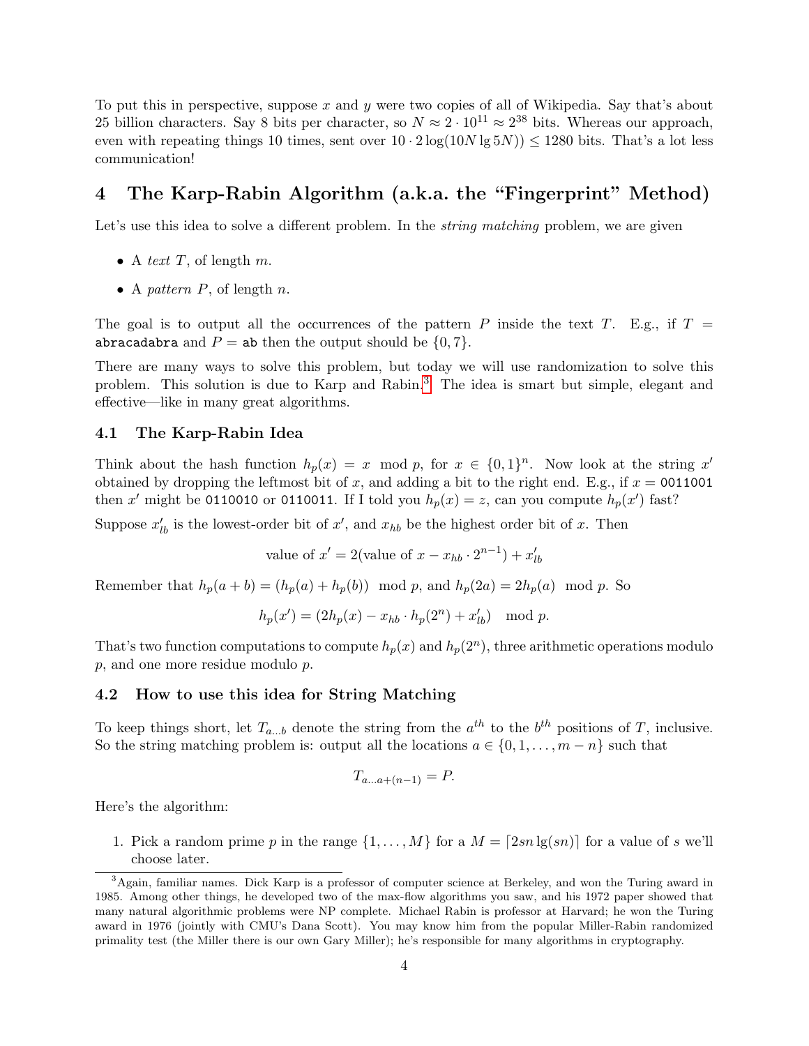To put this in perspective, suppose $x$ and $y$ were two copies of all of Wikipedia. Say that's about 25 billion characters. Say 8 bits per character, so $N \approx 2 \cdot 10^{11} \approx 2^{38}$ bits. Whereas our approach, even with repeating things 10 times, sent over $10 \cdot 2 \log(10N \lg 5N)) \leq 1280$ bits. That's a lot less communication!

## 4 The Karp-Rabin Algorithm (a.k.a. the "Fingerprint" Method)

Let's use this idea to solve a different problem. In the *string matching* problem, we are given

- A *text* $T$, of length $m$.
- A *pattern* $P$, of length $n$.

The goal is to output all the occurrences of the pattern $P$ inside the text $T$. E.g., if $T$ = `abracadabra` and $P$ = `ab` then the output should be $\{0, 7\}$.

There are many ways to solve this problem, but today we will use randomization to solve this problem. This solution is due to Karp and Rabin.[3] The idea is smart but simple, elegant and effective—like in many great algorithms.

### 4.1 The Karp-Rabin Idea

Think about the hash function $h_p(x) = x \mod p$, for $x \in \{0,1\}^n$. Now look at the string $x'$ obtained by dropping the leftmost bit of $x$, and adding a bit to the right end. E.g., if $x$ = `0011001` then $x'$ might be `0110010` or `0110011`. If I told you $h_p(x) = z$, can you compute $h_p(x')$ fast?

Suppose $x'_{lb}$ is the lowest-order bit of $x'$, and $x_{hb}$ be the highest order bit of $x$. Then

$$\text{value of } x' = 2(\text{value of } x - x_{hb} \cdot 2^{n-1}) + x'_{lb}$$

Remember that $h_p(a + b) = (h_p(a) + h_p(b)) \mod p$, and $h_p(2a) = 2h_p(a) \mod p$. So

$$h_p(x') = (2h_p(x) - x_{hb} \cdot h_p(2^n) + x'_{lb}) \mod p.$$

That's two function computations to compute $h_p(x)$ and $h_p(2^n)$, three arithmetic operations modulo $p$, and one more residue modulo $p$.

### 4.2 How to use this idea for String Matching

To keep things short, let $T_{a...b}$ denote the string from the $a^{th}$ to the $b^{th}$ positions of $T$, inclusive. So the string matching problem is: output all the locations $a \in \{0, 1, \ldots, m - n\}$ such that

$$T_{a...a+(n-1)} = P.$$

Here's the algorithm:

1. Pick a random prime $p$ in the range $\{1, \ldots, M\}$ for a $M = \lceil 2sn \lg(sn) \rceil$ for a value of $s$ we'll choose later.

[3] Again, familiar names. Dick Karp is a professor of computer science at Berkeley, and won the Turing award in 1985. Among other things, he developed two of the max-flow algorithms you saw, and his 1972 paper showed that many natural algorithmic problems were NP complete. Michael Rabin is professor at Harvard; he won the Turing award in 1976 (jointly with CMU's Dana Scott). You may know him from the popular Miller-Rabin randomized primality test (the Miller there is our own Gary Miller); he's responsible for many algorithms in cryptography.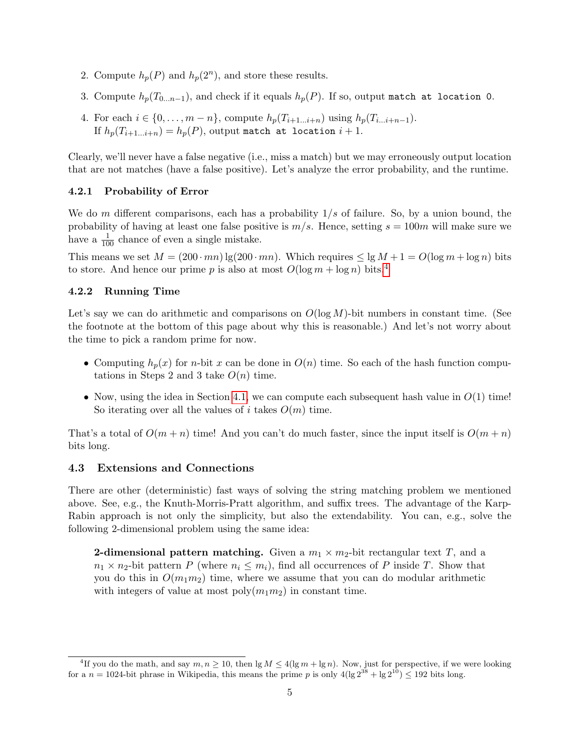2. Compute $h_p(P)$ and $h_p(2^n)$, and store these results.
3. Compute $h_p(T_{0...n-1})$, and check if it equals $h_p(P)$. If so, output `match at location 0`.
4. For each $i \in \{0, \dots, m-n\}$, compute $h_p(T_{i+1...i+n})$ using $h_p(T_{i...i+n-1})$.
   If $h_p(T_{i+1...i+n}) = h_p(P)$, output `match at location` $i+1$.

Clearly, we'll never have a false negative (i.e., miss a match) but we may erroneously output location that are not matches (have a false positive). Let's analyze the error probability, and the runtime.

### 4.2.1 Probability of Error

We do $m$ different comparisons, each has a probability $1/s$ of failure. So, by a union bound, the probability of having at least one false positive is $m/s$. Hence, setting $s = 100m$ will make sure we have a $\frac{1}{100}$ chance of even a single mistake.

This means we set $M = (200 \cdot mn) \lg(200 \cdot mn)$. Which requires $\leq \lg M + 1 = O(\log m + \log n)$ bits to store. And hence our prime $p$ is also at most $O(\log m + \log n)$ bits.[4]

### 4.2.2 Running Time

Let's say we can do arithmetic and comparisons on $O(\log M)$-bit numbers in constant time. (See the footnote at the bottom of this page about why this is reasonable.) And let's not worry about the time to pick a random prime for now.

- Computing $h_p(x)$ for $n$-bit $x$ can be done in $O(n)$ time. So each of the hash function computations in Steps 2 and 3 take $O(n)$ time.
- Now, using the idea in Section 4.1, we can compute each subsequent hash value in $O(1)$ time! So iterating over all the values of $i$ takes $O(m)$ time.

That's a total of $O(m+n)$ time! And you can't do much faster, since the input itself is $O(m+n)$ bits long.

## 4.3 Extensions and Connections

There are other (deterministic) fast ways of solving the string matching problem we mentioned above. See, e.g., the Knuth-Morris-Pratt algorithm, and suffix trees. The advantage of the Karp-Rabin approach is not only the simplicity, but also the extendability. You can, e.g., solve the following 2-dimensional problem using the same idea:

> **2-dimensional pattern matching.** Given a $m_1 \times m_2$-bit rectangular text $T$, and a $n_1 \times n_2$-bit pattern $P$ (where $n_i \leq m_i$), find all occurrences of $P$ inside $T$. Show that you do this in $O(m_1 m_2)$ time, where we assume that you can do modular arithmetic with integers of value at most poly$(m_1 m_2)$ in constant time.

---

[4] If you do the math, and say $m, n \geq 10$, then $\lg M \leq 4(\lg m + \lg n)$. Now, just for perspective, if we were looking for a $n = 1024$-bit phrase in Wikipedia, this means the prime $p$ is only $4(\lg 2^{38} + \lg 2^{10}) \leq 192$ bits long.